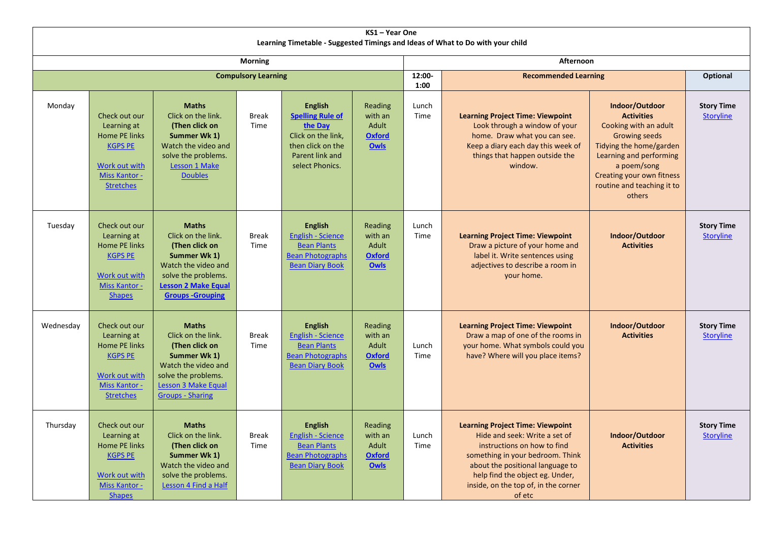**KS1 – Year One**
**Learning Timetable - Suggested Timings and Ideas of What to Do with your child**

| | Morning | | | | | 12:00-1:00 | Afternoon | | |
|---|---|---|---|---|---|---|---|---|---|
| | **Compulsory Learning** | | | | | | **Recommended Learning** | | **Optional** |
| Monday | Check out our Learning at Home PE links KGPS PE<br><br>Work out with Miss Kantor - Stretches | **Maths**<br>Click on the link.<br>**(Then click on Summer Wk 1)**<br>Watch the video and solve the problems.<br>Lesson 1 Make Doubles | Break Time | **English**<br>**Spelling Rule of the Day**<br>Click on the link, then click on the Parent link and select Phonics. | Reading with an Adult<br>**Oxford Owls** | Lunch Time | **Learning Project Time: Viewpoint**<br>Look through a window of your home. Draw what you can see. Keep a diary each day this week of things that happen outside the window. | **Indoor/Outdoor Activities**<br>Cooking with an adult<br>Growing seeds<br>Tidying the home/garden<br>Learning and performing a poem/song<br>Creating your own fitness routine and teaching it to others | **Story Time**<br>Storyline |
| Tuesday | Check out our Learning at Home PE links KGPS PE<br><br>Work out with Miss Kantor - Shapes | **Maths**<br>Click on the link.<br>**(Then click on Summer Wk 1)**<br>Watch the video and solve the problems.<br>**Lesson 2 Make Equal Groups -Grouping** | Break Time | **English**<br>English - Science<br>Bean Plants<br>Bean Photographs<br>Bean Diary Book | Reading with an Adult<br>**Oxford Owls** | Lunch Time | **Learning Project Time: Viewpoint**<br>Draw a picture of your home and label it. Write sentences using adjectives to describe a room in your home. | **Indoor/Outdoor Activities** | **Story Time**<br>Storyline |
| Wednesday | Check out our Learning at Home PE links KGPS PE<br><br>Work out with Miss Kantor - Stretches | **Maths**<br>Click on the link.<br>**(Then click on Summer Wk 1)**<br>Watch the video and solve the problems.<br>Lesson 3 Make Equal Groups - Sharing | Break Time | **English**<br>English - Science<br>Bean Plants<br>Bean Photographs<br>Bean Diary Book | Reading with an Adult<br>**Oxford Owls** | Lunch Time | **Learning Project Time: Viewpoint**<br>Draw a map of one of the rooms in your home. What symbols could you have? Where will you place items? | **Indoor/Outdoor Activities** | **Story Time**<br>Storyline |
| Thursday | Check out our Learning at Home PE links KGPS PE<br><br>Work out with Miss Kantor - Shapes | **Maths**<br>Click on the link.<br>**(Then click on Summer Wk 1)**<br>Watch the video and solve the problems.<br>Lesson 4 Find a Half | Break Time | **English**<br>English - Science<br>Bean Plants<br>Bean Photographs<br>Bean Diary Book | Reading with an Adult<br>**Oxford Owls** | Lunch Time | **Learning Project Time: Viewpoint**<br>Hide and seek: Write a set of instructions on how to find something in your bedroom. Think about the positional language to help find the object eg. Under, inside, on the top of, in the corner of etc | **Indoor/Outdoor Activities** | **Story Time**<br>Storyline |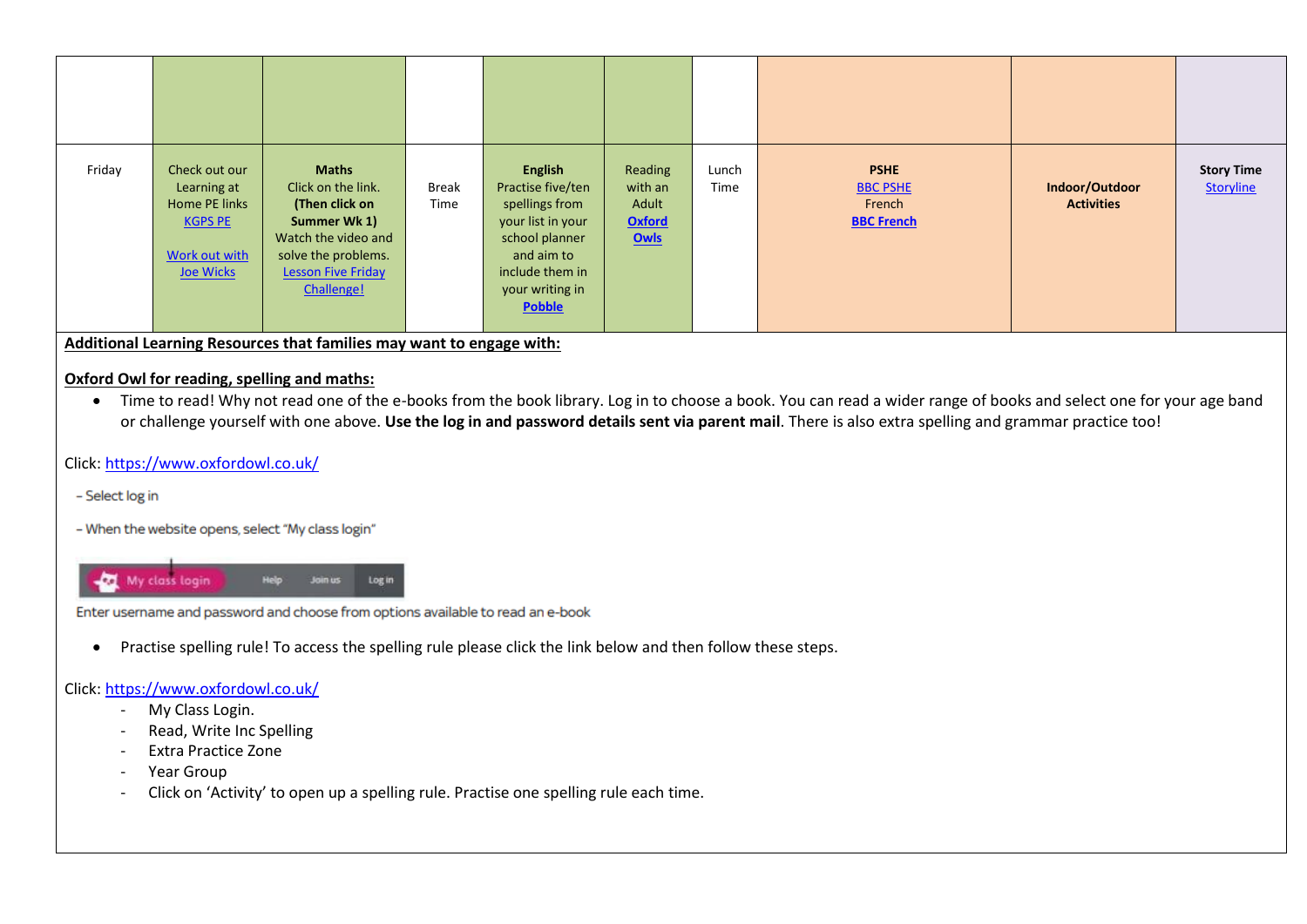| | | | | | | | | | |
|---|---|---|---|---|---|---|---|---|---|
| | | | | | | | | | |
| Friday | Check out our Learning at Home PE links KGPS PE<br><br>Work out with Joe Wicks | **Maths**<br>Click on the link.<br>**(Then click on Summer Wk 1)**<br>Watch the video and solve the problems.<br>Lesson Five Friday Challenge! | Break Time | **English**<br>Practise five/ten spellings from your list in your school planner and aim to include them in your writing in **Pobble** | Reading with an Adult<br>**Oxford Owls** | Lunch Time | **PSHE**<br>BBC PSHE<br>French<br>**BBC French** | **Indoor/Outdoor Activities** | **Story Time**<br>Storyline |

**Additional Learning Resources that families may want to engage with:**

**Oxford Owl for reading, spelling and maths:**

- Time to read! Why not read one of the e-books from the book library. Log in to choose a book. You can read a wider range of books and select one for your age band or challenge yourself with one above. **Use the log in and password details sent via parent mail**. There is also extra spelling and grammar practice too!

Click: https://www.oxfordowl.co.uk/

- Select log in

- When the website opens, select "My class login"

My class login | Help | Join us | Log in

Enter username and password and choose from options available to read an e-book

- Practise spelling rule! To access the spelling rule please click the link below and then follow these steps.

Click: https://www.oxfordowl.co.uk/

- My Class Login.
- Read, Write Inc Spelling
- Extra Practice Zone
- Year Group
- Click on 'Activity' to open up a spelling rule. Practise one spelling rule each time.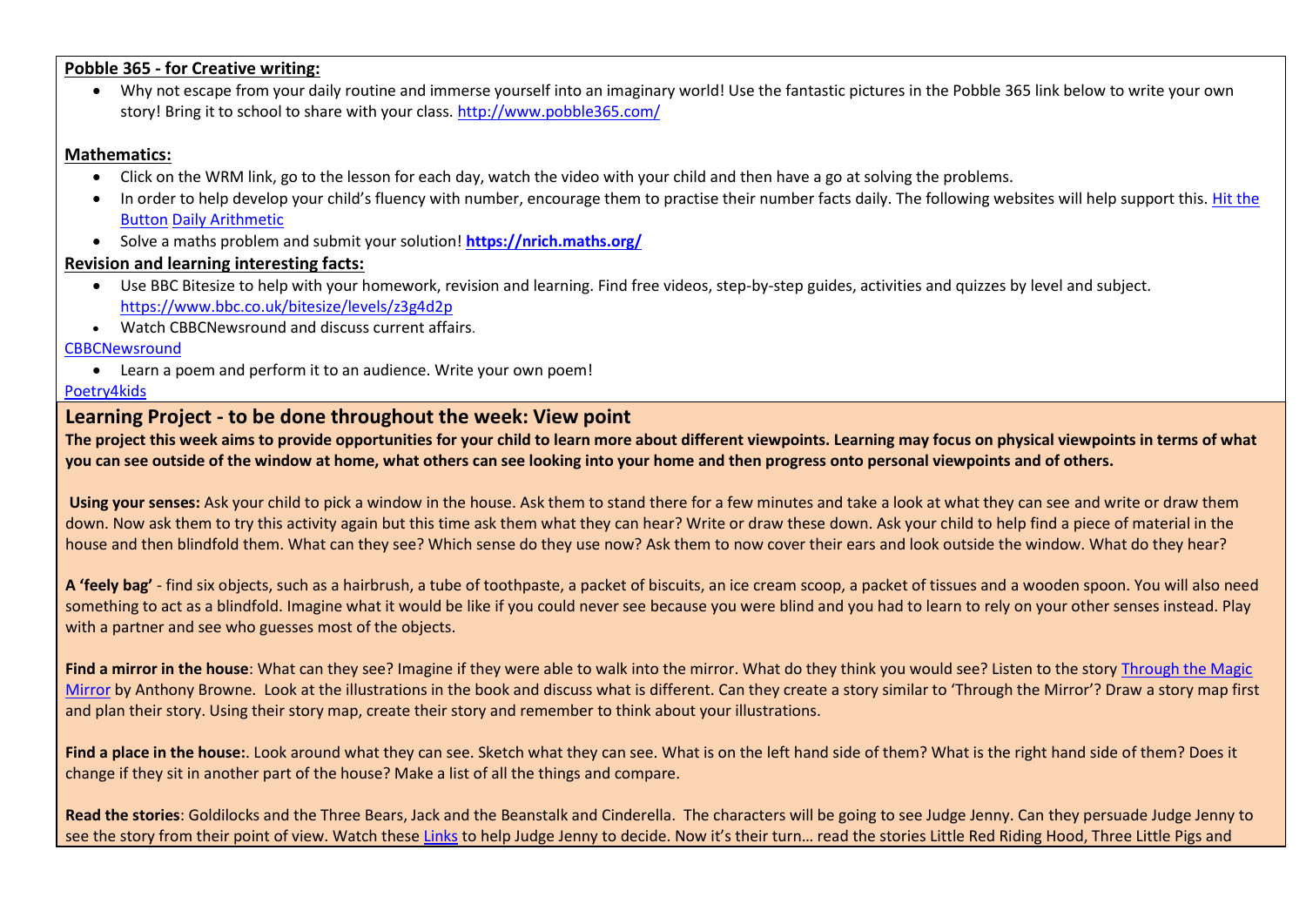**Pobble 365 - for Creative writing:**

- Why not escape from your daily routine and immerse yourself into an imaginary world! Use the fantastic pictures in the Pobble 365 link below to write your own story! Bring it to school to share with your class. http://www.pobble365.com/

**Mathematics:**

- Click on the WRM link, go to the lesson for each day, watch the video with your child and then have a go at solving the problems.
- In order to help develop your child's fluency with number, encourage them to practise their number facts daily. The following websites will help support this. Hit the Button Daily Arithmetic
- Solve a maths problem and submit your solution! **https://nrich.maths.org/**

**Revision and learning interesting facts:**

- Use BBC Bitesize to help with your homework, revision and learning. Find free videos, step-by-step guides, activities and quizzes by level and subject. https://www.bbc.co.uk/bitesize/levels/z3g4d2p
- Watch CBBCNewsround and discuss current affairs.

CBBCNewsround

- Learn a poem and perform it to an audience. Write your own poem!

Poetry4kids

## Learning Project - to be done throughout the week: View point

**The project this week aims to provide opportunities for your child to learn more about different viewpoints. Learning may focus on physical viewpoints in terms of what you can see outside of the window at home, what others can see looking into your home and then progress onto personal viewpoints and of others.**

**Using your senses:** Ask your child to pick a window in the house. Ask them to stand there for a few minutes and take a look at what they can see and write or draw them down. Now ask them to try this activity again but this time ask them what they can hear? Write or draw these down. Ask your child to help find a piece of material in the house and then blindfold them. What can they see? Which sense do they use now? Ask them to now cover their ears and look outside the window. What do they hear?

**A 'feely bag'** - find six objects, such as a hairbrush, a tube of toothpaste, a packet of biscuits, an ice cream scoop, a packet of tissues and a wooden spoon. You will also need something to act as a blindfold. Imagine what it would be like if you could never see because you were blind and you had to learn to rely on your other senses instead. Play with a partner and see who guesses most of the objects.

**Find a mirror in the house**: What can they see? Imagine if they were able to walk into the mirror. What do they think you would see? Listen to the story Through the Magic Mirror by Anthony Browne. Look at the illustrations in the book and discuss what is different. Can they create a story similar to 'Through the Mirror'? Draw a story map first and plan their story. Using their story map, create their story and remember to think about your illustrations.

**Find a place in the house:**. Look around what they can see. Sketch what they can see. What is on the left hand side of them? What is the right hand side of them? Does it change if they sit in another part of the house? Make a list of all the things and compare.

**Read the stories**: Goldilocks and the Three Bears, Jack and the Beanstalk and Cinderella. The characters will be going to see Judge Jenny. Can they persuade Judge Jenny to see the story from their point of view. Watch these Links to help Judge Jenny to decide. Now it's their turn… read the stories Little Red Riding Hood, Three Little Pigs and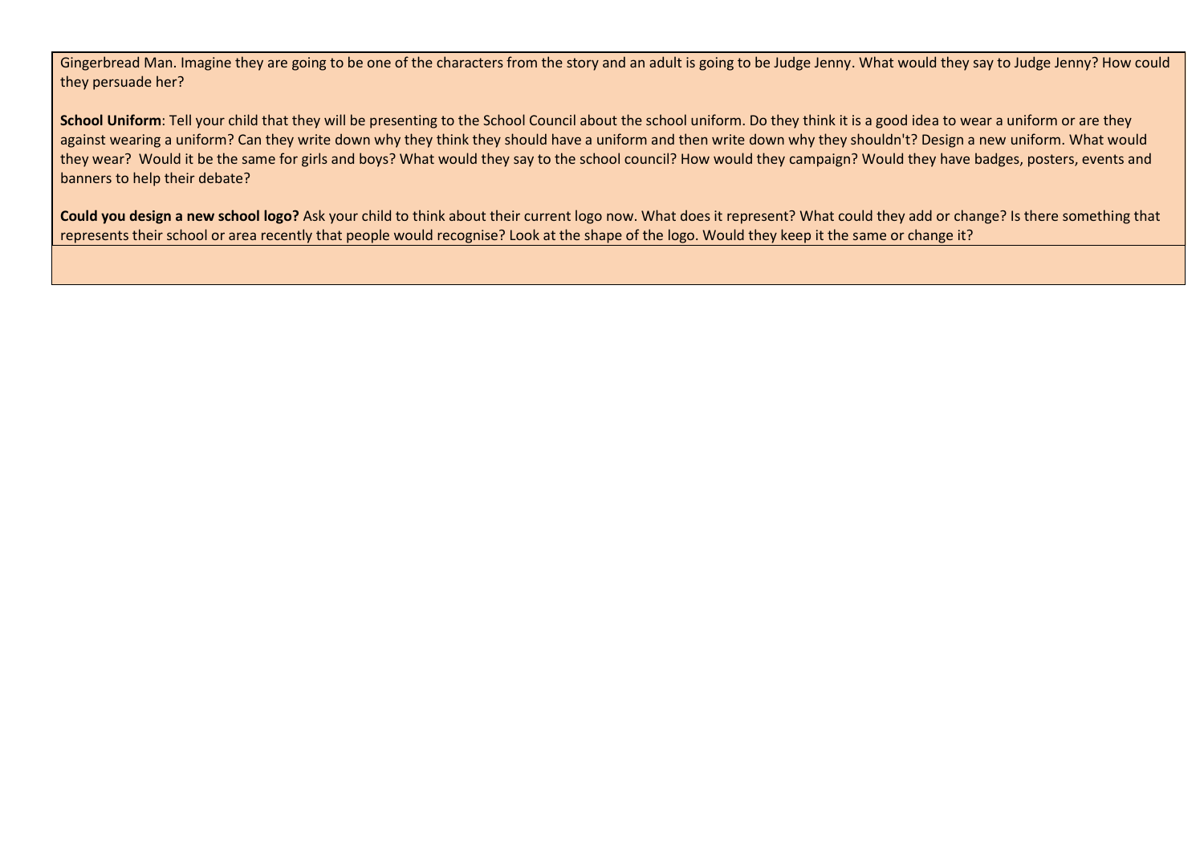Gingerbread Man. Imagine they are going to be one of the characters from the story and an adult is going to be Judge Jenny. What would they say to Judge Jenny? How could they persuade her?

**School Uniform**: Tell your child that they will be presenting to the School Council about the school uniform. Do they think it is a good idea to wear a uniform or are they against wearing a uniform? Can they write down why they think they should have a uniform and then write down why they shouldn't? Design a new uniform. What would they wear? Would it be the same for girls and boys? What would they say to the school council? How would they campaign? Would they have badges, posters, events and banners to help their debate?

**Could you design a new school logo?** Ask your child to think about their current logo now. What does it represent? What could they add or change? Is there something that represents their school or area recently that people would recognise? Look at the shape of the logo. Would they keep it the same or change it?